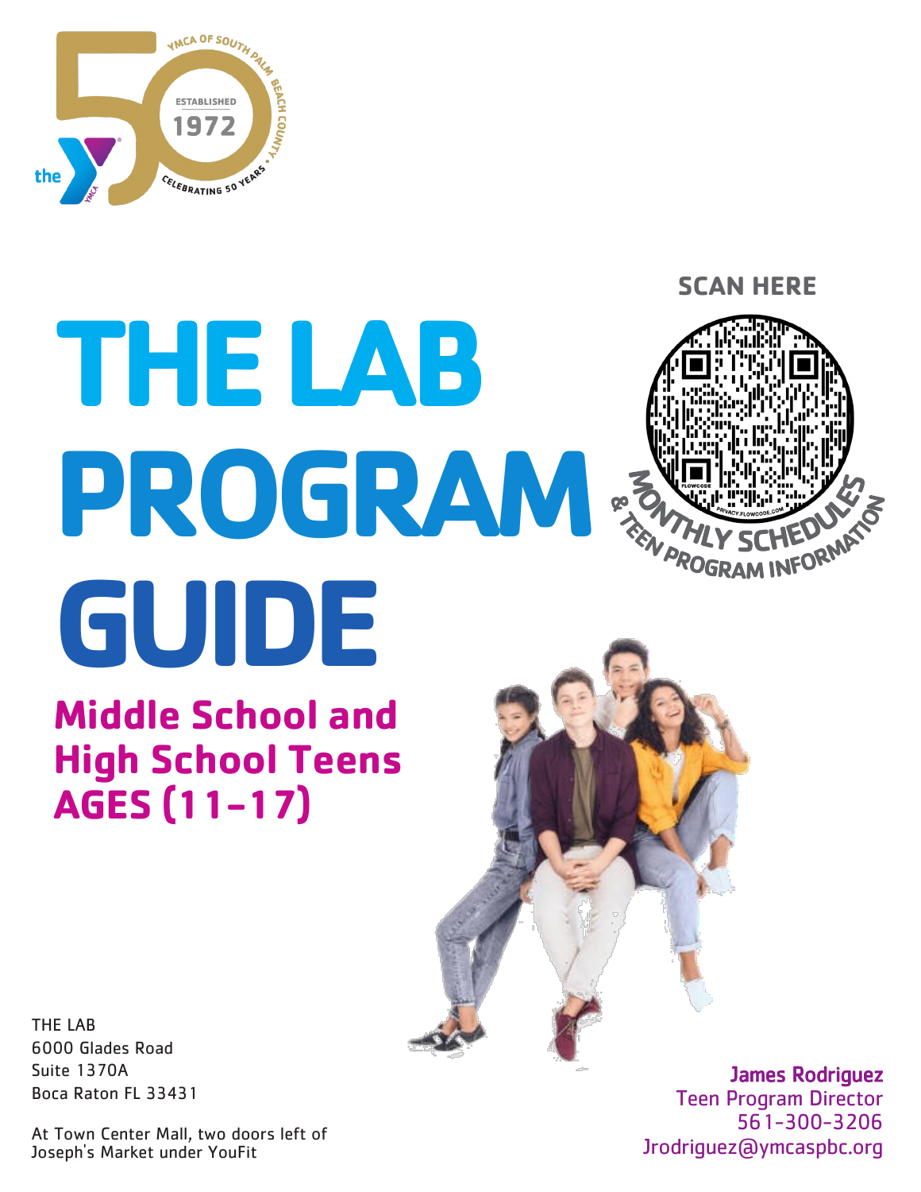YMCA OF SOUTH PALM BEACH COUNTY

ESTABLISHED 1972

CELEBRATING 50 YEARS

the Y

# THE LAB PROGRAM GUIDE

## Middle School and High School Teens AGES (11-17)

**SCAN HERE**

MONTHLY SCHEDULES & TEEN PROGRAM INFORMATION

THE LAB
6000 Glades Road
Suite 1370A
Boca Raton FL 33431

At Town Center Mall, two doors left of Joseph's Market under YouFit

**James Rodriguez**
Teen Program Director
561-300-3206
Jrodriguez@ymcaspbc.org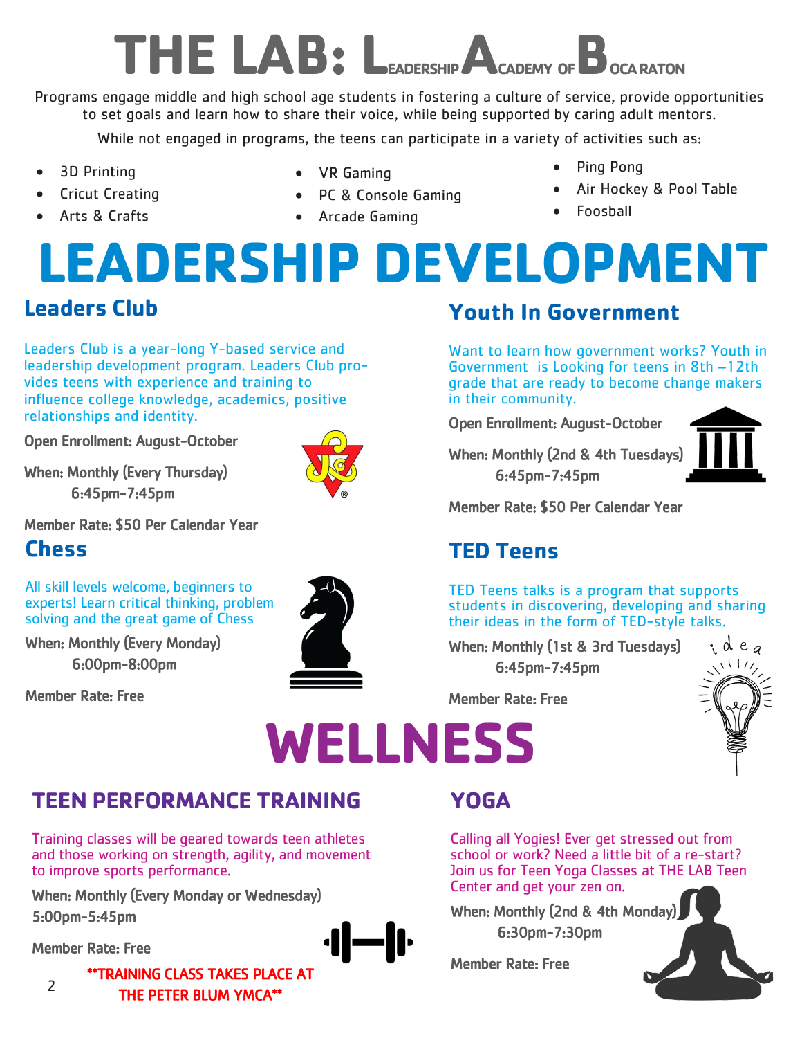# THE LAB: LEADERSHIP ACADEMY OF BOCA RATON

Programs engage middle and high school age students in fostering a culture of service, provide opportunities to set goals and learn how to share their voice, while being supported by caring adult mentors.

While not engaged in programs, the teens can participate in a variety of activities such as:

- 3D Printing
- Cricut Creating
- Arts & Crafts
- VR Gaming
- PC & Console Gaming
- Arcade Gaming
- Ping Pong
- Air Hockey & Pool Table
- Foosball

# LEADERSHIP DEVELOPMENT

## Leaders Club

Leaders Club is a year-long Y-based service and leadership development program. Leaders Club provides teens with experience and training to influence college knowledge, academics, positive relationships and identity.

Open Enrollment: August-October

When: Monthly (Every Thursday)
6:45pm-7:45pm

Member Rate: $50 Per Calendar Year

## Youth In Government

Want to learn how government works? Youth in Government is Looking for teens in 8th –12th grade that are ready to become change makers in their community.

Open Enrollment: August-October

When: Monthly (2nd & 4th Tuesdays)
6:45pm-7:45pm

Member Rate: $50 Per Calendar Year

## Chess

All skill levels welcome, beginners to experts! Learn critical thinking, problem solving and the great game of Chess

When: Monthly (Every Monday)
6:00pm-8:00pm

Member Rate: Free

## TED Teens

TED Teens talks is a program that supports students in discovering, developing and sharing their ideas in the form of TED-style talks.

When: Monthly (1st & 3rd Tuesdays)
6:45pm-7:45pm

Member Rate: Free

# WELLNESS

## TEEN PERFORMANCE TRAINING

Training classes will be geared towards teen athletes and those working on strength, agility, and movement to improve sports performance.

When: Monthly (Every Monday or Wednesday)
5:00pm-5:45pm

Member Rate: Free

**TRAINING CLASS TAKES PLACE AT THE PETER BLUM YMCA**

## YOGA

Calling all Yogies! Ever get stressed out from school or work? Need a little bit of a re-start? Join us for Teen Yoga Classes at THE LAB Teen Center and get your zen on.

When: Monthly (2nd & 4th Monday)
6:30pm-7:30pm

Member Rate: Free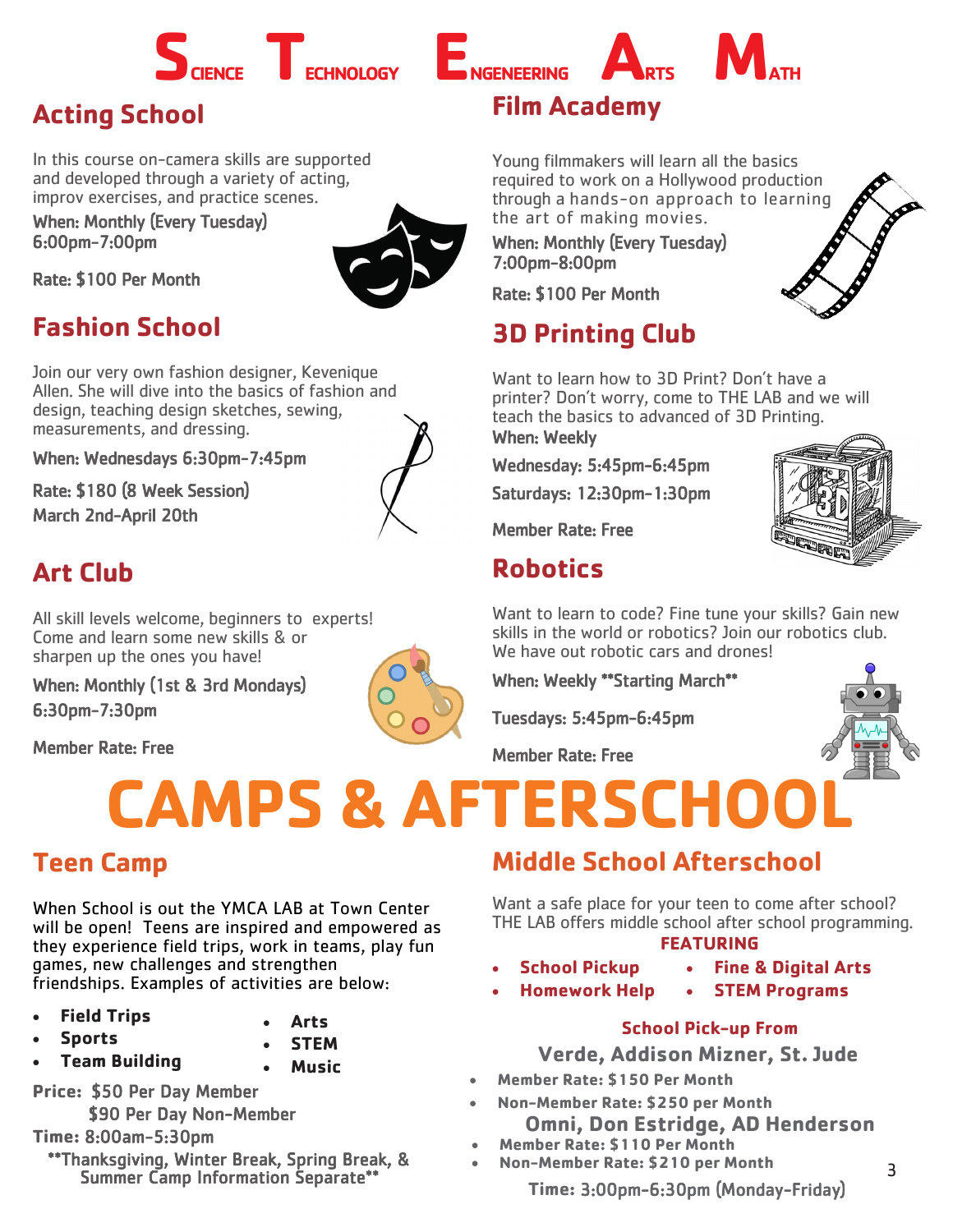# SCIENCE TECHNOLOGY ENGENEERING ARTS MATH

## Acting School

In this course on-camera skills are supported and developed through a variety of acting, improv exercises, and practice scenes.

When: Monthly (Every Tuesday)
6:00pm-7:00pm

Rate: $100 Per Month

## Fashion School

Join our very own fashion designer, Kevenique Allen. She will dive into the basics of fashion and design, teaching design sketches, sewing, measurements, and dressing.

When: Wednesdays 6:30pm-7:45pm

Rate: $180 (8 Week Session)
March 2nd-April 20th

## Art Club

All skill levels welcome, beginners to experts! Come and learn some new skills & or sharpen up the ones you have!

When: Monthly (1st & 3rd Mondays)
6:30pm-7:30pm

Member Rate: Free

## Film Academy

Young filmmakers will learn all the basics required to work on a Hollywood production through a hands-on approach to learning the art of making movies.

When: Monthly (Every Tuesday)
7:00pm-8:00pm

Rate: $100 Per Month

## 3D Printing Club

Want to learn how to 3D Print? Don't have a printer? Don't worry, come to THE LAB and we will teach the basics to advanced of 3D Printing.

When: Weekly

Wednesday: 5:45pm-6:45pm

Saturdays: 12:30pm-1:30pm

Member Rate: Free

## Robotics

Want to learn to code? Fine tune your skills? Gain new skills in the world or robotics? Join our robotics club. We have out robotic cars and drones!

When: Weekly **Starting March**

Tuesdays: 5:45pm-6:45pm

Member Rate: Free

# CAMPS & AFTERSCHOOL

## Teen Camp

When School is out the YMCA LAB at Town Center will be open! Teens are inspired and empowered as they experience field trips, work in teams, play fun games, new challenges and strengthen friendships. Examples of activities are below:

- **Field Trips**
- **Sports**
- **Team Building**
- **Arts**
- **STEM**
- **Music**

**Price:** $50 Per Day Member
$90 Per Day Non-Member

**Time:** 8:00am-5:30pm

**Thanksgiving, Winter Break, Spring Break, & Summer Camp Information Separate**

## Middle School Afterschool

Want a safe place for your teen to come after school? THE LAB offers middle school after school programming.

**FEATURING**

- **School Pickup**
- **Homework Help**
- **Fine & Digital Arts**
- **STEM Programs**

**School Pick-up From**

**Verde, Addison Mizner, St. Jude**

- **Member Rate: $150 Per Month**
- **Non-Member Rate: $250 per Month**

**Omni, Don Estridge, AD Henderson**

- **Member Rate: $110 Per Month**
- **Non-Member Rate: $210 per Month**

**Time:** 3:00pm-6:30pm (Monday-Friday)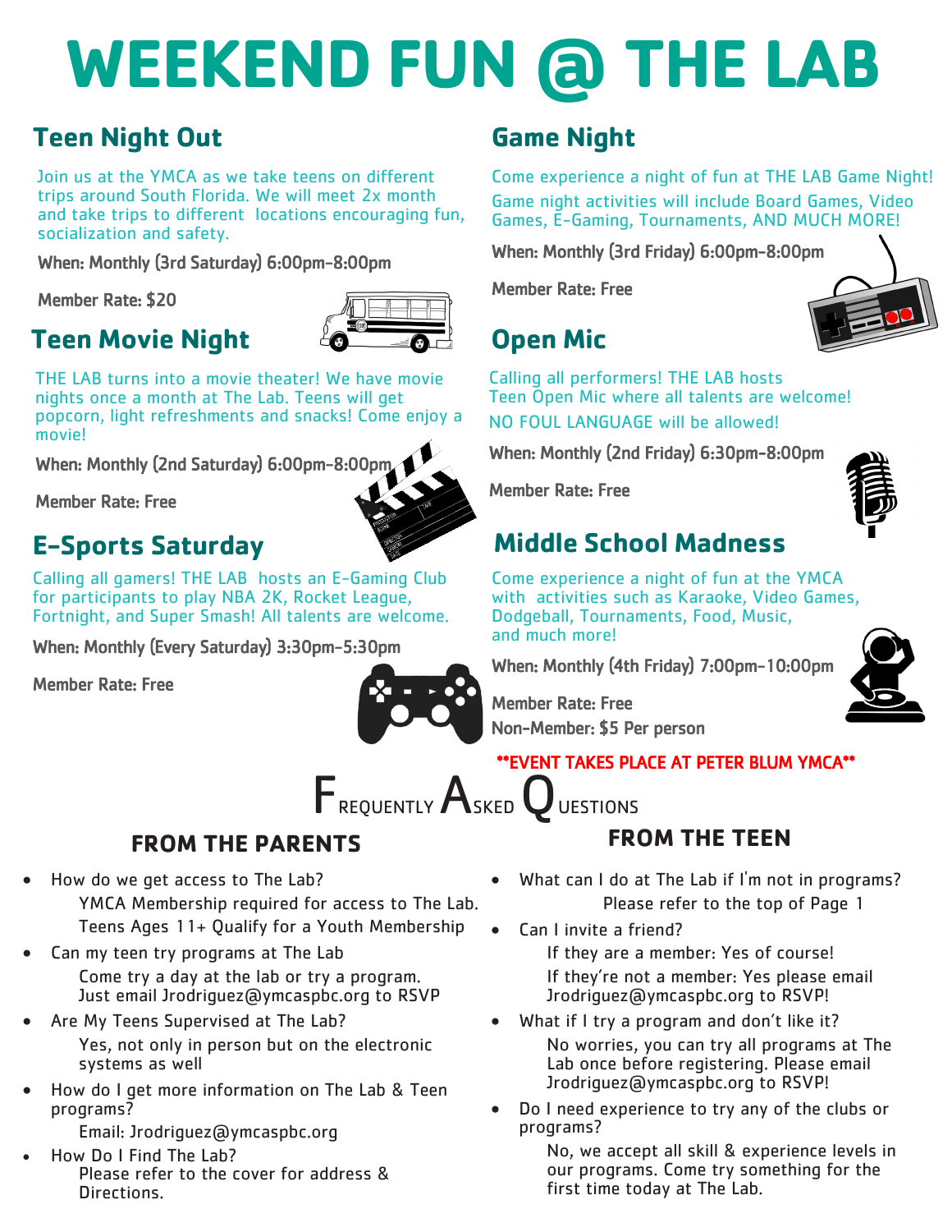# WEEKEND FUN @ THE LAB

## Teen Night Out

Join us at the YMCA as we take teens on different trips around South Florida. We will meet 2x month and take trips to different locations encouraging fun, socialization and safety.

When: Monthly (3rd Saturday) 6:00pm-8:00pm

Member Rate: $20

## Teen Movie Night

THE LAB turns into a movie theater! We have movie nights once a month at The Lab. Teens will get popcorn, light refreshments and snacks! Come enjoy a movie!

When: Monthly (2nd Saturday) 6:00pm-8:00pm

Member Rate: Free

## E-Sports Saturday

Calling all gamers! THE LAB hosts an E-Gaming Club for participants to play NBA 2K, Rocket League, Fortnight, and Super Smash! All talents are welcome.

When: Monthly (Every Saturday) 3:30pm-5:30pm

Member Rate: Free

## Game Night

Come experience a night of fun at THE LAB Game Night!

Game night activities will include Board Games, Video Games, E-Gaming, Tournaments, AND MUCH MORE!

When: Monthly (3rd Friday) 6:00pm-8:00pm

Member Rate: Free

## Open Mic

Calling all performers! THE LAB hosts Teen Open Mic where all talents are welcome!

NO FOUL LANGUAGE will be allowed!

When: Monthly (2nd Friday) 6:30pm-8:00pm

Member Rate: Free

## Middle School Madness

Come experience a night of fun at the YMCA with activities such as Karaoke, Video Games, Dodgeball, Tournaments, Food, Music, and much more!

When: Monthly (4th Friday) 7:00pm-10:00pm

Member Rate: Free

Non-Member: $5 Per person

**EVENT TAKES PLACE AT PETER BLUM YMCA**

# Frequently Asked Questions

### FROM THE PARENTS

- How do we get access to The Lab?
  YMCA Membership required for access to The Lab. Teens Ages 11+ Qualify for a Youth Membership
- Can my teen try programs at The Lab
  Come try a day at the lab or try a program. Just email Jrodriguez@ymcaspbc.org to RSVP
- Are My Teens Supervised at The Lab?
  Yes, not only in person but on the electronic systems as well
- How do I get more information on The Lab & Teen programs?
  Email: Jrodriguez@ymcaspbc.org
- How Do I Find The Lab?
  Please refer to the cover for address & Directions.

### FROM THE TEEN

- What can I do at The Lab if I'm not in programs?
  Please refer to the top of Page 1
- Can I invite a friend?
  If they are a member: Yes of course!
  If they're not a member: Yes please email Jrodriguez@ymcaspbc.org to RSVP!
- What if I try a program and don't like it?
  No worries, you can try all programs at The Lab once before registering. Please email Jrodriguez@ymcaspbc.org to RSVP!
- Do I need experience to try any of the clubs or programs?
  No, we accept all skill & experience levels in our programs. Come try something for the first time today at The Lab.